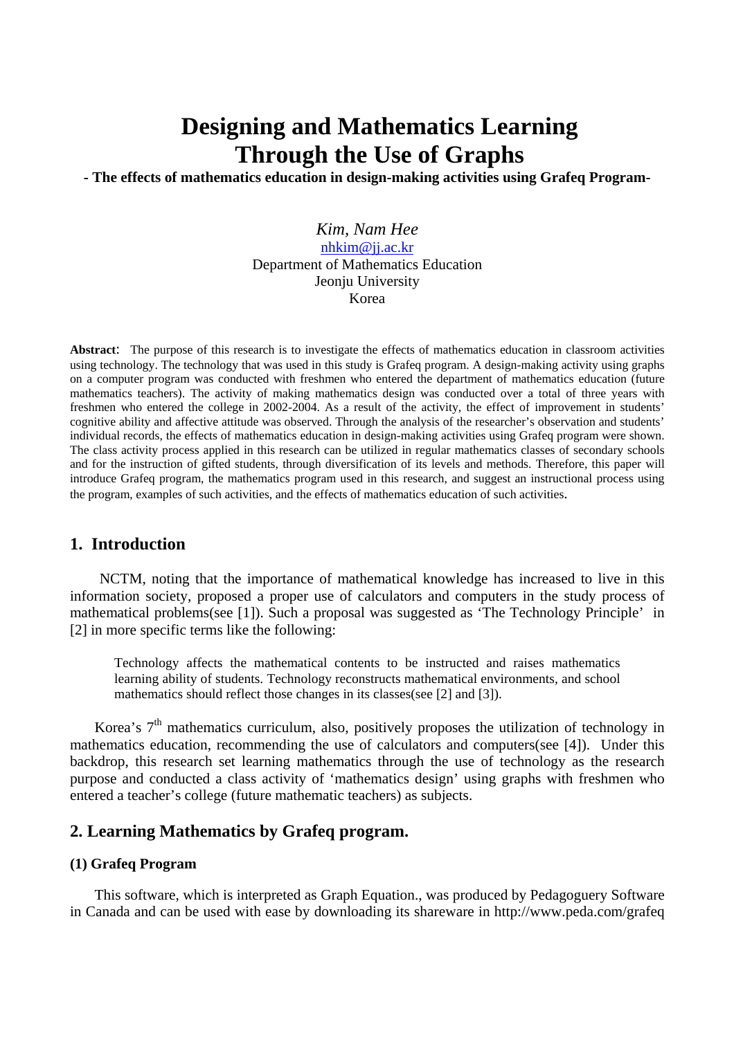# Designing and Mathematics Learning Through the Use of Graphs

**- The effects of mathematics education in design-making activities using Grafeq Program-**

*Kim, Nam Hee*
nhkim@jj.ac.kr
Department of Mathematics Education
Jeonju University
Korea

**Abstract**: The purpose of this research is to investigate the effects of mathematics education in classroom activities using technology. The technology that was used in this study is Grafeq program. A design-making activity using graphs on a computer program was conducted with freshmen who entered the department of mathematics education (future mathematics teachers). The activity of making mathematics design was conducted over a total of three years with freshmen who entered the college in 2002-2004. As a result of the activity, the effect of improvement in students' cognitive ability and affective attitude was observed. Through the analysis of the researcher's observation and students' individual records, the effects of mathematics education in design-making activities using Grafeq program were shown. The class activity process applied in this research can be utilized in regular mathematics classes of secondary schools and for the instruction of gifted students, through diversification of its levels and methods. Therefore, this paper will introduce Grafeq program, the mathematics program used in this research, and suggest an instructional process using the program, examples of such activities, and the effects of mathematics education of such activities.

## 1. Introduction

NCTM, noting that the importance of mathematical knowledge has increased to live in this information society, proposed a proper use of calculators and computers in the study process of mathematical problems(see [1]). Such a proposal was suggested as 'The Technology Principle' in [2] in more specific terms like the following:

> Technology affects the mathematical contents to be instructed and raises mathematics learning ability of students. Technology reconstructs mathematical environments, and school mathematics should reflect those changes in its classes(see [2] and [3]).

Korea's 7th mathematics curriculum, also, positively proposes the utilization of technology in mathematics education, recommending the use of calculators and computers(see [4]). Under this backdrop, this research set learning mathematics through the use of technology as the research purpose and conducted a class activity of 'mathematics design' using graphs with freshmen who entered a teacher's college (future mathematic teachers) as subjects.

## 2. Learning Mathematics by Grafeq program.

### (1) Grafeq Program

This software, which is interpreted as Graph Equation., was produced by Pedagoguery Software in Canada and can be used with ease by downloading its shareware in http://www.peda.com/grafeq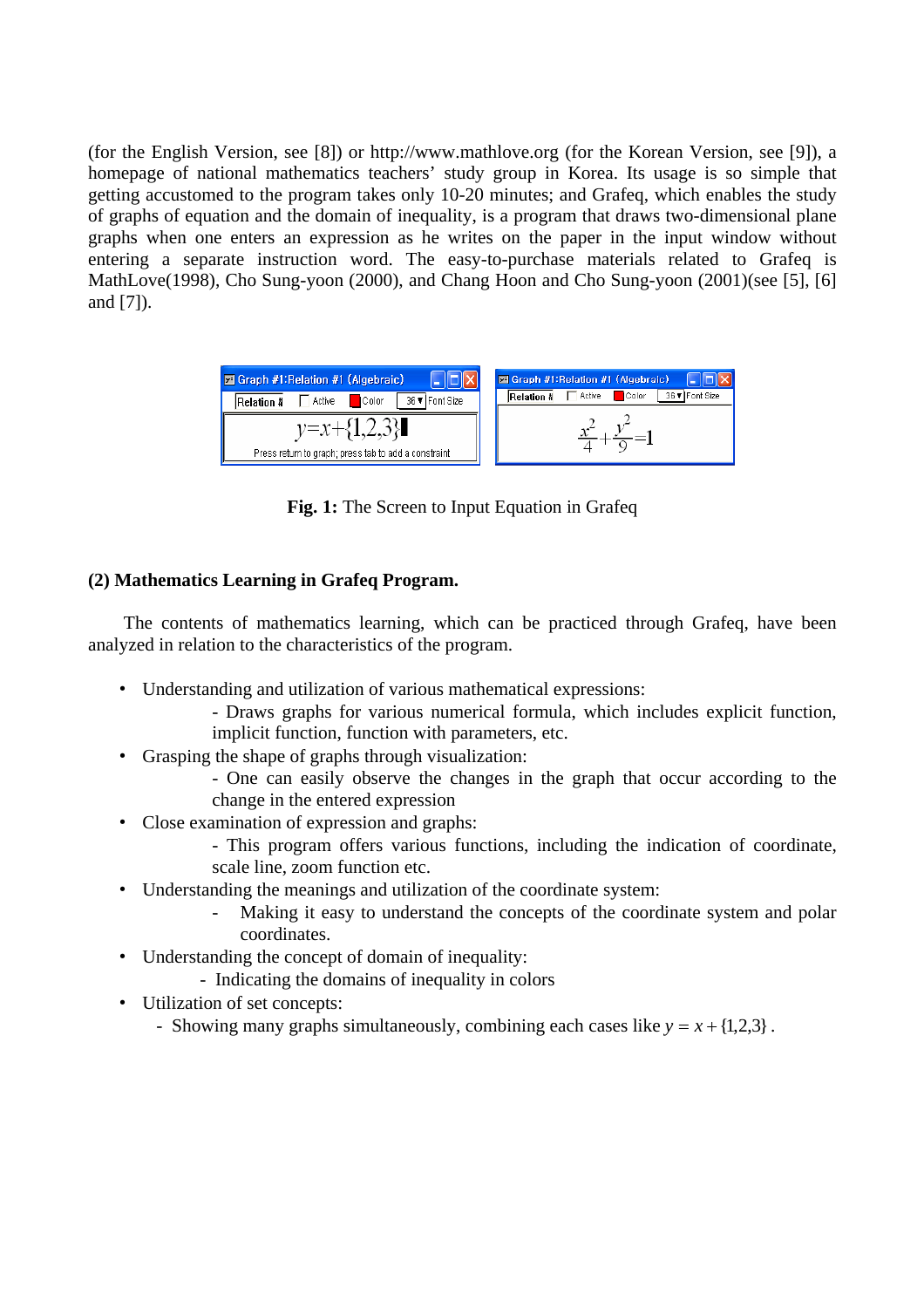(for the English Version, see [8]) or http://www.mathlove.org (for the Korean Version, see [9]), a homepage of national mathematics teachers' study group in Korea. Its usage is so simple that getting accustomed to the program takes only 10-20 minutes; and Grafeq, which enables the study of graphs of equation and the domain of inequality, is a program that draws two-dimensional plane graphs when one enters an expression as he writes on the paper in the input window without entering a separate instruction word. The easy-to-purchase materials related to Grafeq is MathLove(1998), Cho Sung-yoon (2000), and Chang Hoon and Cho Sung-yoon (2001)(see [5], [6] and [7]).

**Fig. 1:** The Screen to Input Equation in Grafeq

### (2) Mathematics Learning in Grafeq Program.

The contents of mathematics learning, which can be practiced through Grafeq, have been analyzed in relation to the characteristics of the program.

- Understanding and utilization of various mathematical expressions:
  - Draws graphs for various numerical formula, which includes explicit function, implicit function, function with parameters, etc.
- Grasping the shape of graphs through visualization:
  - One can easily observe the changes in the graph that occur according to the change in the entered expression
- Close examination of expression and graphs:
  - This program offers various functions, including the indication of coordinate, scale line, zoom function etc.
- Understanding the meanings and utilization of the coordinate system:
  - Making it easy to understand the concepts of the coordinate system and polar coordinates.
- Understanding the concept of domain of inequality:
  - Indicating the domains of inequality in colors
- Utilization of set concepts:
  - Showing many graphs simultaneously, combining each cases like $y = x + \{1,2,3\}$ .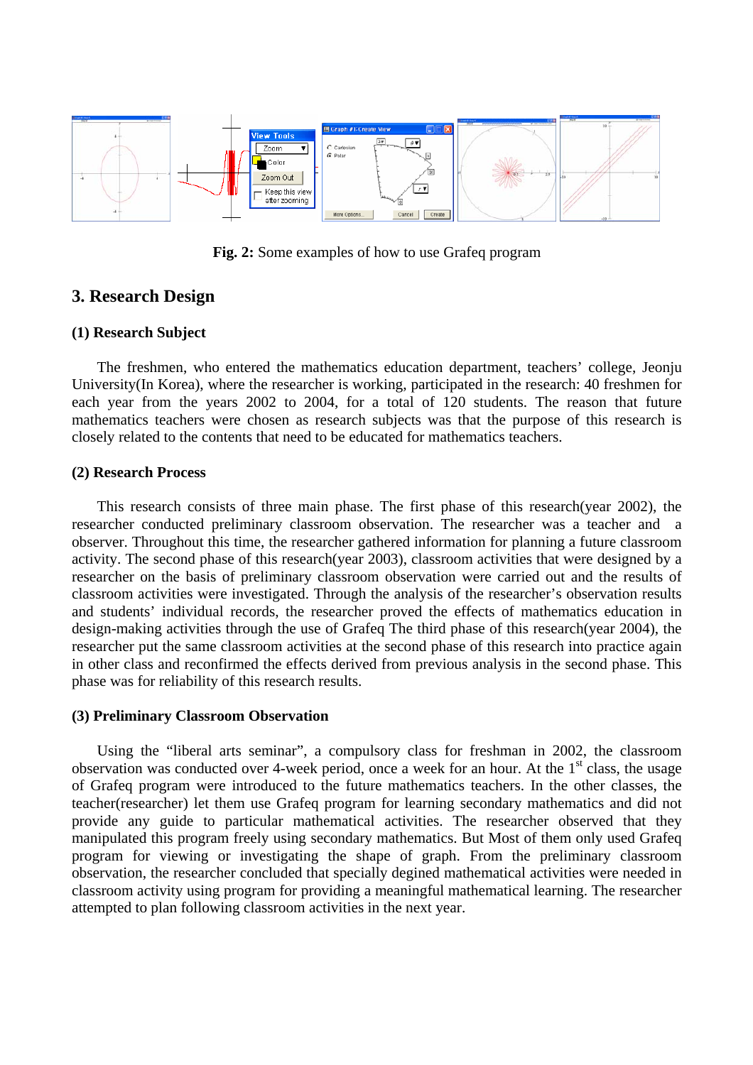Fig. 2: Some examples of how to use Grafeq program

## 3. Research Design

### (1) Research Subject

The freshmen, who entered the mathematics education department, teachers' college, Jeonju University(In Korea), where the researcher is working, participated in the research: 40 freshmen for each year from the years 2002 to 2004, for a total of 120 students. The reason that future mathematics teachers were chosen as research subjects was that the purpose of this research is closely related to the contents that need to be educated for mathematics teachers.

### (2) Research Process

This research consists of three main phase. The first phase of this research(year 2002), the researcher conducted preliminary classroom observation. The researcher was a teacher and a observer. Throughout this time, the researcher gathered information for planning a future classroom activity. The second phase of this research(year 2003), classroom activities that were designed by a researcher on the basis of preliminary classroom observation were carried out and the results of classroom activities were investigated. Through the analysis of the researcher's observation results and students' individual records, the researcher proved the effects of mathematics education in design-making activities through the use of Grafeq The third phase of this research(year 2004), the researcher put the same classroom activities at the second phase of this research into practice again in other class and reconfirmed the effects derived from previous analysis in the second phase. This phase was for reliability of this research results.

### (3) Preliminary Classroom Observation

Using the "liberal arts seminar", a compulsory class for freshman in 2002, the classroom observation was conducted over 4-week period, once a week for an hour. At the 1st class, the usage of Grafeq program were introduced to the future mathematics teachers. In the other classes, the teacher(researcher) let them use Grafeq program for learning secondary mathematics and did not provide any guide to particular mathematical activities. The researcher observed that they manipulated this program freely using secondary mathematics. But Most of them only used Grafeq program for viewing or investigating the shape of graph. From the preliminary classroom observation, the researcher concluded that specially degined mathematical activities were needed in classroom activity using program for providing a meaningful mathematical learning. The researcher attempted to plan following classroom activities in the next year.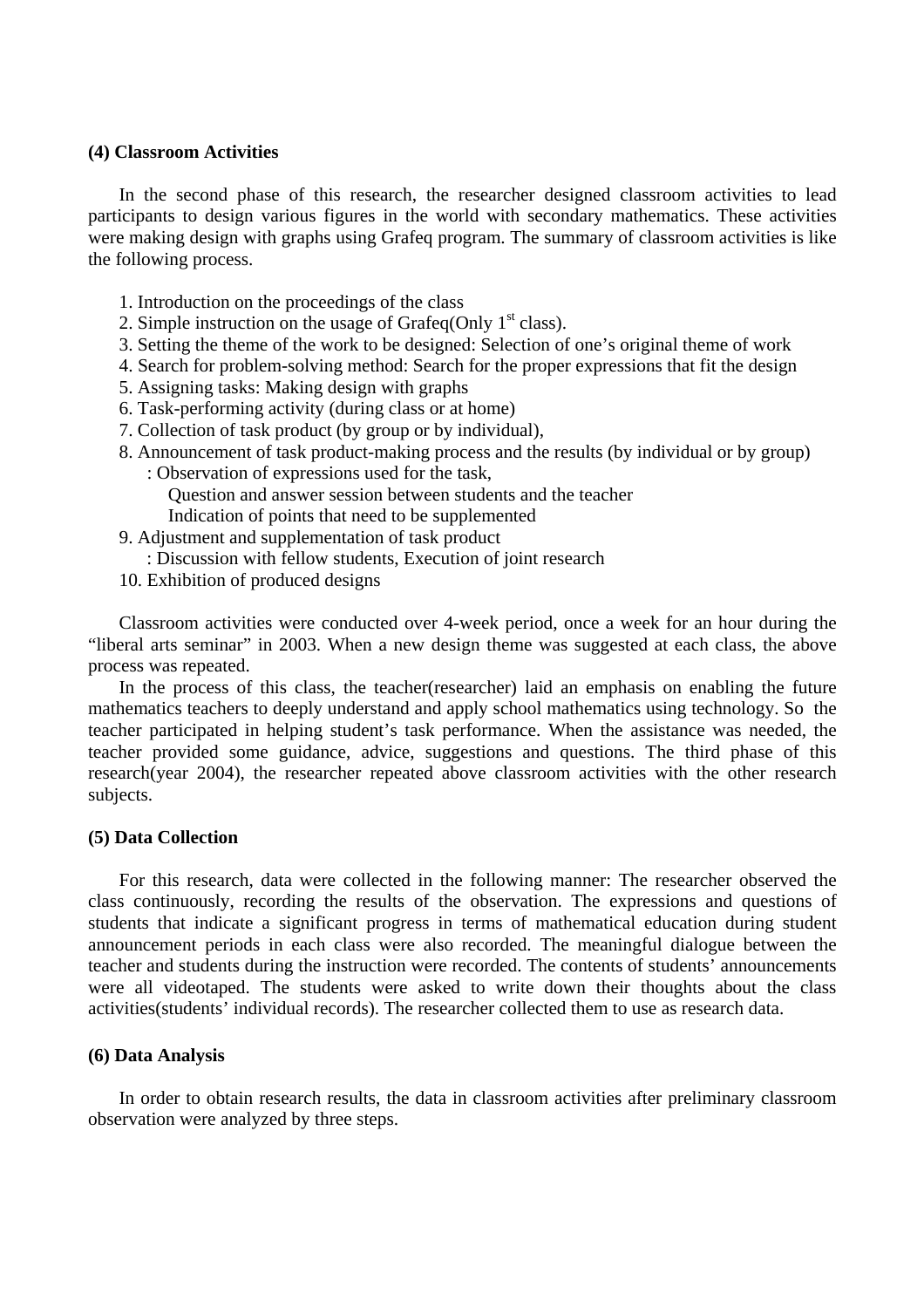**(4) Classroom Activities**

In the second phase of this research, the researcher designed classroom activities to lead participants to design various figures in the world with secondary mathematics. These activities were making design with graphs using Grafeq program. The summary of classroom activities is like the following process.

1. Introduction on the proceedings of the class
2. Simple instruction on the usage of Grafeq(Only 1st class).
3. Setting the theme of the work to be designed: Selection of one's original theme of work
4. Search for problem-solving method: Search for the proper expressions that fit the design
5. Assigning tasks: Making design with graphs
6. Task-performing activity (during class or at home)
7. Collection of task product (by group or by individual),
8. Announcement of task product-making process and the results (by individual or by group)
   : Observation of expressions used for the task,
   Question and answer session between students and the teacher
   Indication of points that need to be supplemented
9. Adjustment and supplementation of task product
   : Discussion with fellow students, Execution of joint research
10. Exhibition of produced designs

Classroom activities were conducted over 4-week period, once a week for an hour during the "liberal arts seminar" in 2003. When a new design theme was suggested at each class, the above process was repeated.

In the process of this class, the teacher(researcher) laid an emphasis on enabling the future mathematics teachers to deeply understand and apply school mathematics using technology. So the teacher participated in helping student's task performance. When the assistance was needed, the teacher provided some guidance, advice, suggestions and questions. The third phase of this research(year 2004), the researcher repeated above classroom activities with the other research subjects.

**(5) Data Collection**

For this research, data were collected in the following manner: The researcher observed the class continuously, recording the results of the observation. The expressions and questions of students that indicate a significant progress in terms of mathematical education during student announcement periods in each class were also recorded. The meaningful dialogue between the teacher and students during the instruction were recorded. The contents of students' announcements were all videotaped. The students were asked to write down their thoughts about the class activities(students' individual records). The researcher collected them to use as research data.

**(6) Data Analysis**

In order to obtain research results, the data in classroom activities after preliminary classroom observation were analyzed by three steps.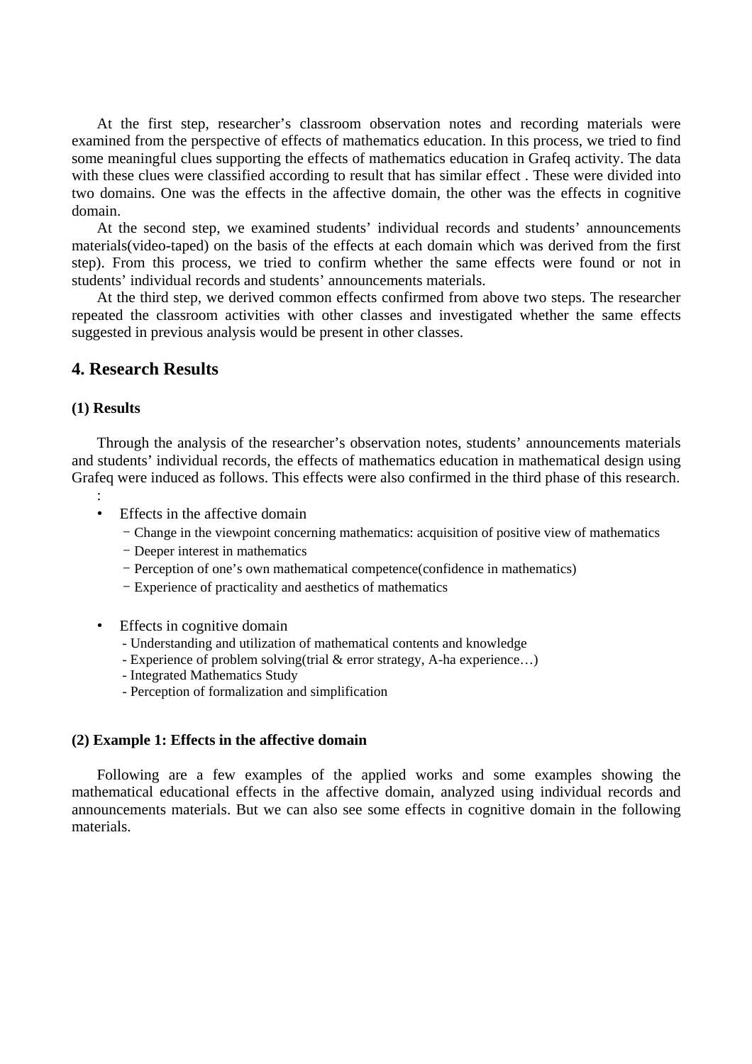At the first step, researcher's classroom observation notes and recording materials were examined from the perspective of effects of mathematics education. In this process, we tried to find some meaningful clues supporting the effects of mathematics education in Grafeq activity. The data with these clues were classified according to result that has similar effect . These were divided into two domains. One was the effects in the affective domain, the other was the effects in cognitive domain.

At the second step, we examined students' individual records and students' announcements materials(video-taped) on the basis of the effects at each domain which was derived from the first step). From this process, we tried to confirm whether the same effects were found or not in students' individual records and students' announcements materials.

At the third step, we derived common effects confirmed from above two steps. The researcher repeated the classroom activities with other classes and investigated whether the same effects suggested in previous analysis would be present in other classes.

## 4. Research Results

### (1) Results

Through the analysis of the researcher's observation notes, students' announcements materials and students' individual records, the effects of mathematics education in mathematical design using Grafeq were induced as follows. This effects were also confirmed in the third phase of this research.

:

- Effects in the affective domain
  - Change in the viewpoint concerning mathematics: acquisition of positive view of mathematics
  - Deeper interest in mathematics
  - Perception of one's own mathematical competence(confidence in mathematics)
  - Experience of practicality and aesthetics of mathematics

- Effects in cognitive domain
  - Understanding and utilization of mathematical contents and knowledge
  - Experience of problem solving(trial & error strategy, A-ha experience…)
  - Integrated Mathematics Study
  - Perception of formalization and simplification

### (2) Example 1: Effects in the affective domain

Following are a few examples of the applied works and some examples showing the mathematical educational effects in the affective domain, analyzed using individual records and announcements materials. But we can also see some effects in cognitive domain in the following materials.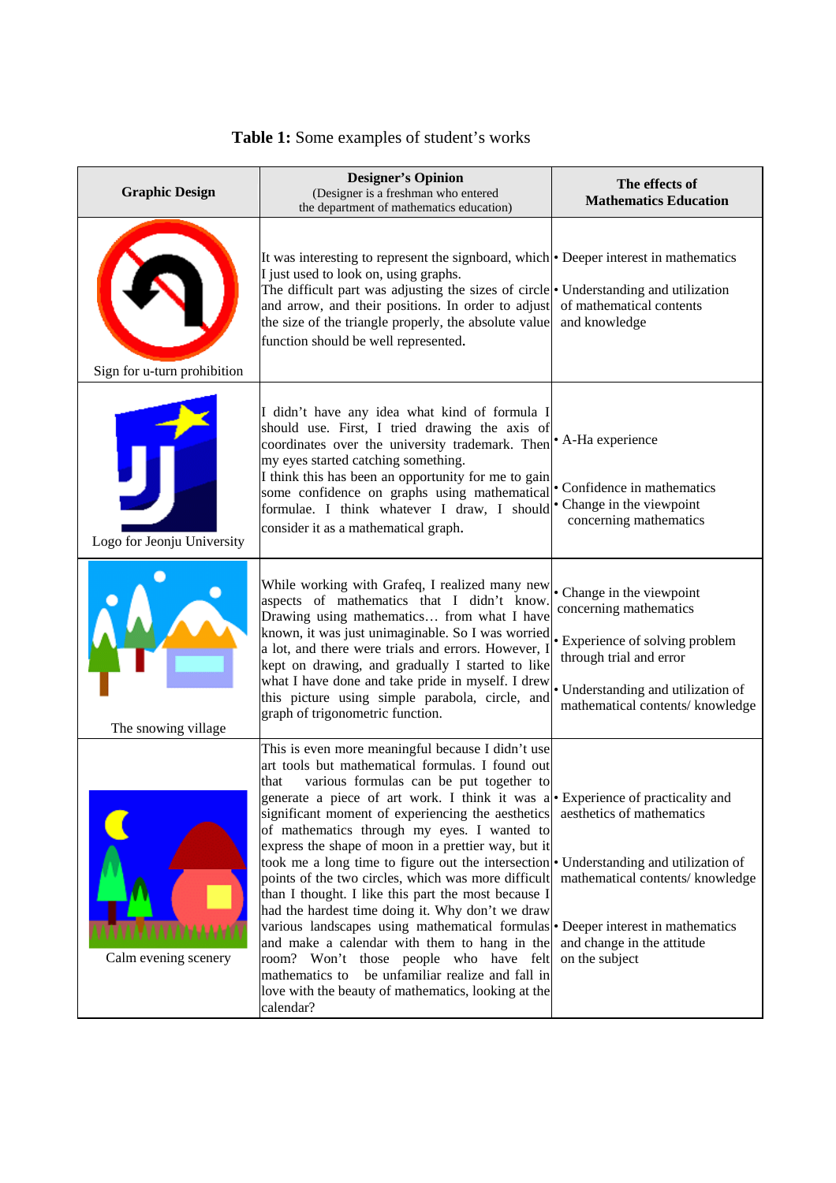**Table 1:** Some examples of student's works

| Graphic Design | Designer's Opinion (Designer is a freshman who entered the department of mathematics education) | The effects of Mathematics Education |
|---|---|---|
| Sign for u-turn prohibition | It was interesting to represent the signboard, which I just used to look on, using graphs. The difficult part was adjusting the sizes of circle and arrow, and their positions. In order to adjust the size of the triangle properly, the absolute value function should be well represented. | • Deeper interest in mathematics<br>• Understanding and utilization of mathematical contents and knowledge |
| Logo for Jeonju University | I didn't have any idea what kind of formula I should use. First, I tried drawing the axis of coordinates over the university trademark. Then my eyes started catching something.<br>I think this has been an opportunity for me to gain some confidence on graphs using mathematical formulae. I think whatever I draw, I should consider it as a mathematical graph. | • A-Ha experience<br>• Confidence in mathematics<br>• Change in the viewpoint concerning mathematics |
| The snowing village | While working with Grafeq, I realized many new aspects of mathematics that I didn't know. Drawing using mathematics… from what I have known, it was just unimaginable. So I was worried a lot, and there were trials and errors. However, I kept on drawing, and gradually I started to like what I have done and take pride in myself. I drew this picture using simple parabola, circle, and graph of trigonometric function. | • Change in the viewpoint concerning mathematics<br>• Experience of solving problem through trial and error<br>• Understanding and utilization of mathematical contents/ knowledge |
| Calm evening scenery | This is even more meaningful because I didn't use art tools but mathematical formulas. I found out that various formulas can be put together to generate a piece of art work. I think it was a significant moment of experiencing the aesthetics of mathematics through my eyes. I wanted to express the shape of moon in a prettier way, but it took me a long time to figure out the intersection points of the two circles, which was more difficult than I thought. I like this part the most because I had the hardest time doing it. Why don't we draw various landscapes using mathematical formulas and make a calendar with them to hang in the room? Won't those people who have felt mathematics to be unfamiliar realize and fall in love with the beauty of mathematics, looking at the calendar? | • Experience of practicality and aesthetics of mathematics<br>• Understanding and utilization of mathematical contents/ knowledge<br>• Deeper interest in mathematics and change in the attitude on the subject |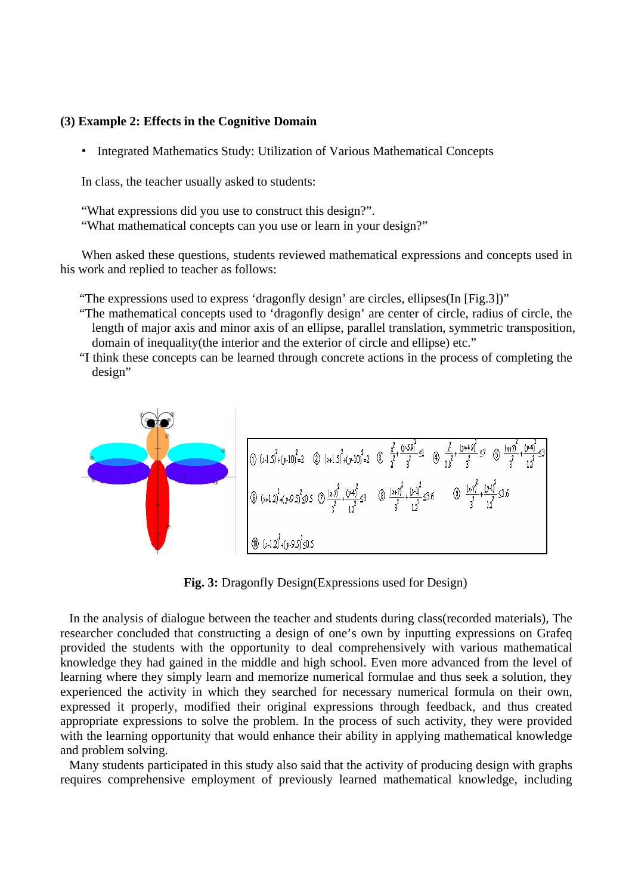### (3) Example 2: Effects in the Cognitive Domain

- Integrated Mathematics Study: Utilization of Various Mathematical Concepts

In class, the teacher usually asked to students:

"What expressions did you use to construct this design?".
"What mathematical concepts can you use or learn in your design?"

When asked these questions, students reviewed mathematical expressions and concepts used in his work and replied to teacher as follows:

"The expressions used to express 'dragonfly design' are circles, ellipses(In [Fig.3])"
"The mathematical concepts used to 'dragonfly design' are center of circle, radius of circle, the length of major axis and minor axis of an ellipse, parallel translation, symmetric transposition, domain of inequality(the interior and the exterior of circle and ellipse) etc."
"I think these concepts can be learned through concrete actions in the process of completing the design"

① $(x-1.5)^2+(y-10)^2=2$ ② $(x+1.5)^2+(y-10)^2=2$ ③ $\frac{x^2}{2^2}+\frac{(y-5.9)^2}{3^2}\le 1$ ④ $\frac{x^2}{0.8^2}+\frac{(y+4.9)^2}{3^2}\le 7$ ⑤ $\frac{(x+7)^2}{3^2}+\frac{(y-4)^2}{12^2}\le 3$

⑥ $(x+1.2)^2+(y-9.5)^2\le 0.5$ ⑦ $\frac{(x-7)^2}{3^2}+\frac{(y-4)^2}{12^2}\le 3$ ⑧ $\frac{(x+7)^2}{3^2}+\frac{(y-1)^2}{12^2}\le 3.6$ ⑨ $\frac{(x-7)^2}{3^2}+\frac{(y-1)^2}{12^2}\le 3.6$

⑩ $(x-1.2)^2+(y-9.5)^2\le 0.5$

**Fig. 3:** Dragonfly Design(Expressions used for Design)

In the analysis of dialogue between the teacher and students during class(recorded materials), The researcher concluded that constructing a design of one's own by inputting expressions on Grafeq provided the students with the opportunity to deal comprehensively with various mathematical knowledge they had gained in the middle and high school. Even more advanced from the level of learning where they simply learn and memorize numerical formulae and thus seek a solution, they experienced the activity in which they searched for necessary numerical formula on their own, expressed it properly, modified their original expressions through feedback, and thus created appropriate expressions to solve the problem. In the process of such activity, they were provided with the learning opportunity that would enhance their ability in applying mathematical knowledge and problem solving.

Many students participated in this study also said that the activity of producing design with graphs requires comprehensive employment of previously learned mathematical knowledge, including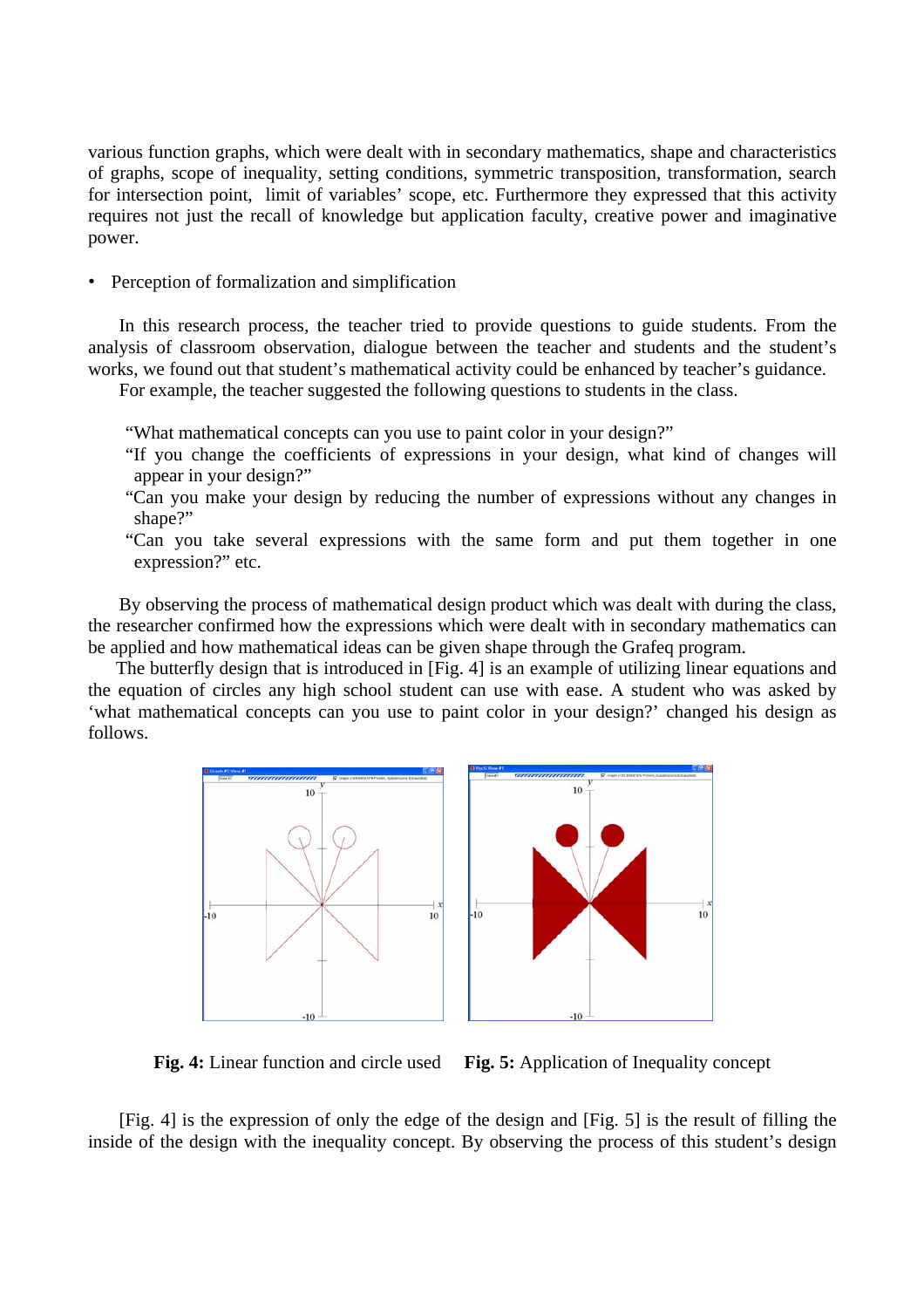various function graphs, which were dealt with in secondary mathematics, shape and characteristics of graphs, scope of inequality, setting conditions, symmetric transposition, transformation, search for intersection point, limit of variables' scope, etc. Furthermore they expressed that this activity requires not just the recall of knowledge but application faculty, creative power and imaginative power.

- Perception of formalization and simplification

In this research process, the teacher tried to provide questions to guide students. From the analysis of classroom observation, dialogue between the teacher and students and the student's works, we found out that student's mathematical activity could be enhanced by teacher's guidance.

For example, the teacher suggested the following questions to students in the class.

"What mathematical concepts can you use to paint color in your design?"
"If you change the coefficients of expressions in your design, what kind of changes will appear in your design?"
"Can you make your design by reducing the number of expressions without any changes in shape?"
"Can you take several expressions with the same form and put them together in one expression?" etc.

By observing the process of mathematical design product which was dealt with during the class, the researcher confirmed how the expressions which were dealt with in secondary mathematics can be applied and how mathematical ideas can be given shape through the Grafeq program.

The butterfly design that is introduced in [Fig. 4] is an example of utilizing linear equations and the equation of circles any high school student can use with ease. A student who was asked by 'what mathematical concepts can you use to paint color in your design?' changed his design as follows.

**Fig. 4:** Linear function and circle used **Fig. 5:** Application of Inequality concept

[Fig. 4] is the expression of only the edge of the design and [Fig. 5] is the result of filling the inside of the design with the inequality concept. By observing the process of this student's design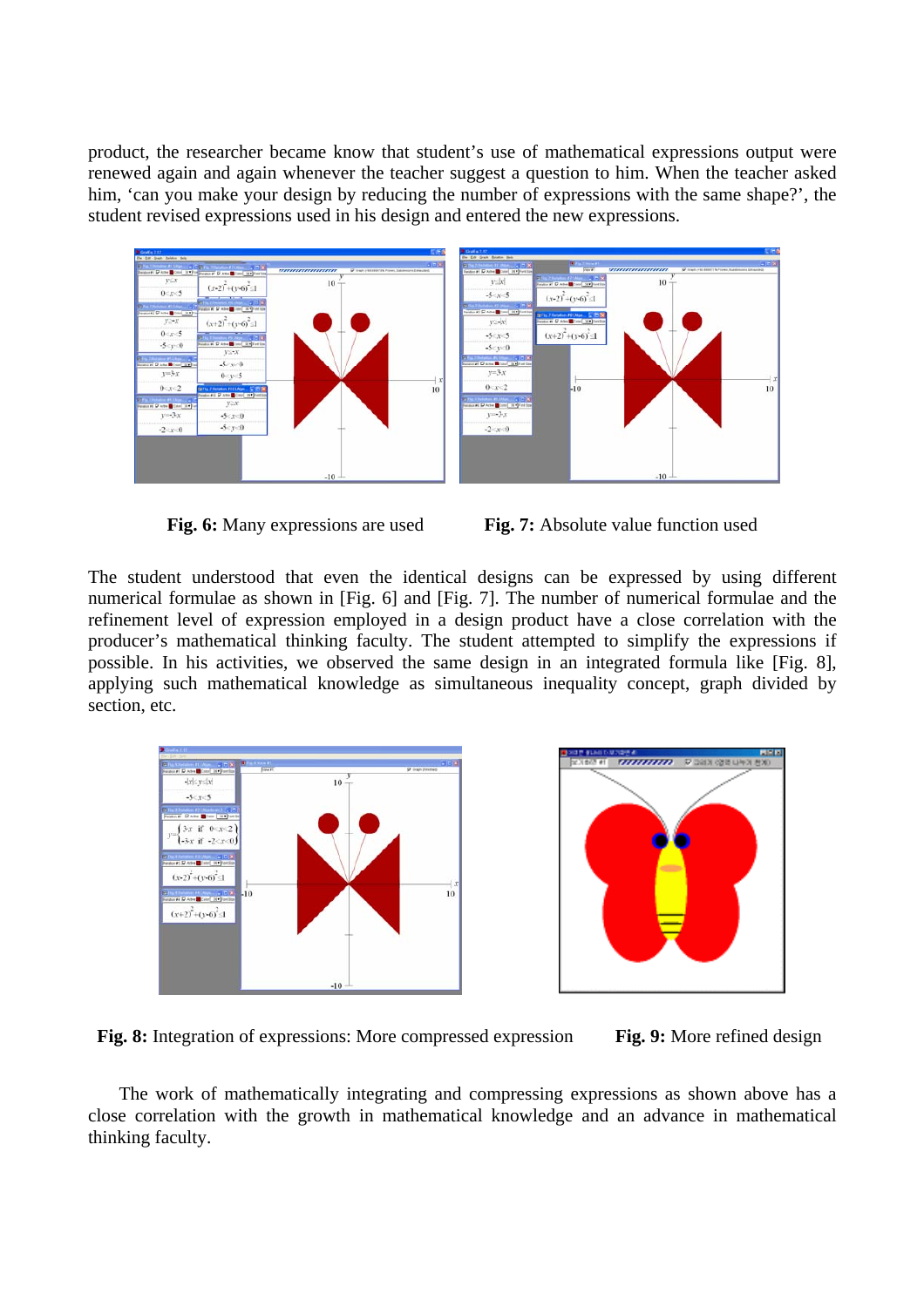product, the researcher became know that student's use of mathematical expressions output were renewed again and again whenever the teacher suggest a question to him. When the teacher asked him, 'can you make your design by reducing the number of expressions with the same shape?', the student revised expressions used in his design and entered the new expressions.

**Fig. 6:** Many expressions are used

**Fig. 7:** Absolute value function used

The student understood that even the identical designs can be expressed by using different numerical formulae as shown in [Fig. 6] and [Fig. 7]. The number of numerical formulae and the refinement level of expression employed in a design product have a close correlation with the producer's mathematical thinking faculty. The student attempted to simplify the expressions if possible. In his activities, we observed the same design in an integrated formula like [Fig. 8], applying such mathematical knowledge as simultaneous inequality concept, graph divided by section, etc.

**Fig. 8:** Integration of expressions: More compressed expression

**Fig. 9:** More refined design

The work of mathematically integrating and compressing expressions as shown above has a close correlation with the growth in mathematical knowledge and an advance in mathematical thinking faculty.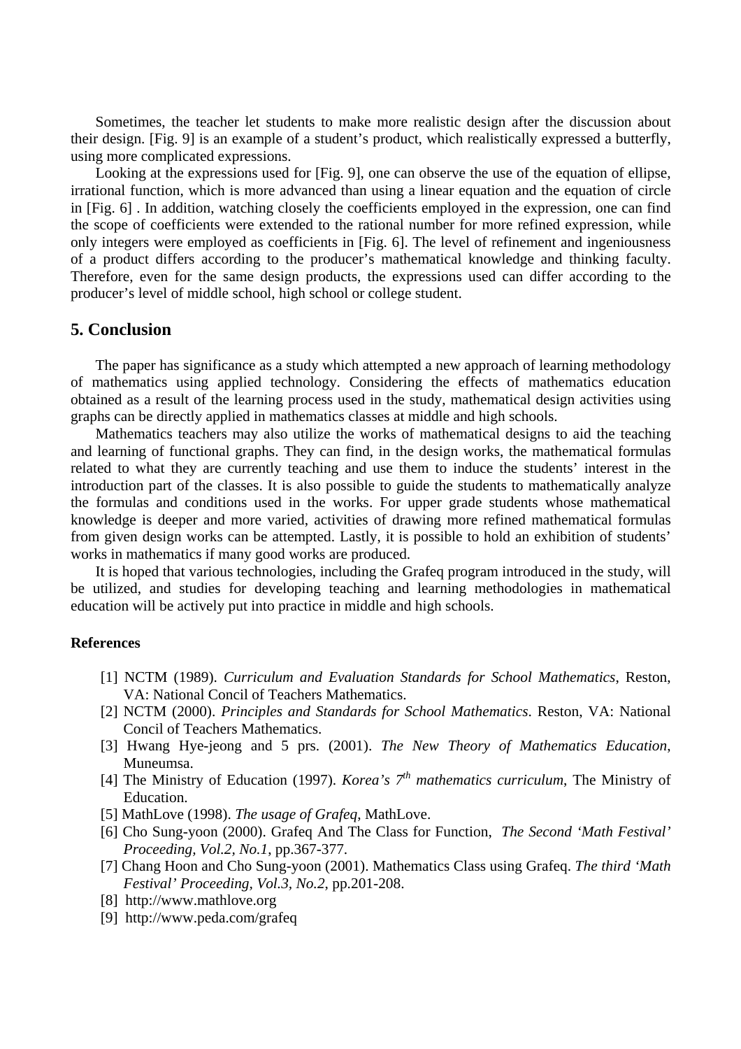Sometimes, the teacher let students to make more realistic design after the discussion about their design. [Fig. 9] is an example of a student's product, which realistically expressed a butterfly, using more complicated expressions.

Looking at the expressions used for [Fig. 9], one can observe the use of the equation of ellipse, irrational function, which is more advanced than using a linear equation and the equation of circle in [Fig. 6] . In addition, watching closely the coefficients employed in the expression, one can find the scope of coefficients were extended to the rational number for more refined expression, while only integers were employed as coefficients in [Fig. 6]. The level of refinement and ingeniousness of a product differs according to the producer's mathematical knowledge and thinking faculty. Therefore, even for the same design products, the expressions used can differ according to the producer's level of middle school, high school or college student.

## 5. Conclusion

The paper has significance as a study which attempted a new approach of learning methodology of mathematics using applied technology. Considering the effects of mathematics education obtained as a result of the learning process used in the study, mathematical design activities using graphs can be directly applied in mathematics classes at middle and high schools.

Mathematics teachers may also utilize the works of mathematical designs to aid the teaching and learning of functional graphs. They can find, in the design works, the mathematical formulas related to what they are currently teaching and use them to induce the students' interest in the introduction part of the classes. It is also possible to guide the students to mathematically analyze the formulas and conditions used in the works. For upper grade students whose mathematical knowledge is deeper and more varied, activities of drawing more refined mathematical formulas from given design works can be attempted. Lastly, it is possible to hold an exhibition of students' works in mathematics if many good works are produced.

It is hoped that various technologies, including the Grafeq program introduced in the study, will be utilized, and studies for developing teaching and learning methodologies in mathematical education will be actively put into practice in middle and high schools.

### References

[1] NCTM (1989). *Curriculum and Evaluation Standards for School Mathematics*, Reston, VA: National Concil of Teachers Mathematics.

[2] NCTM (2000). *Principles and Standards for School Mathematics*. Reston, VA: National Concil of Teachers Mathematics.

[3] Hwang Hye-jeong and 5 prs. (2001). *The New Theory of Mathematics Education*, Muneumsa.

[4] The Ministry of Education (1997). *Korea's 7th mathematics curriculum*, The Ministry of Education.

[5] MathLove (1998). *The usage of Grafeq*, MathLove.

[6] Cho Sung-yoon (2000). Grafeq And The Class for Function, *The Second 'Math Festival' Proceeding, Vol.2, No.1*, pp.367-377.

[7] Chang Hoon and Cho Sung-yoon (2001). Mathematics Class using Grafeq. *The third 'Math Festival' Proceeding, Vol.3, No.2*, pp.201-208.

[8] http://www.mathlove.org

[9] http://www.peda.com/grafeq